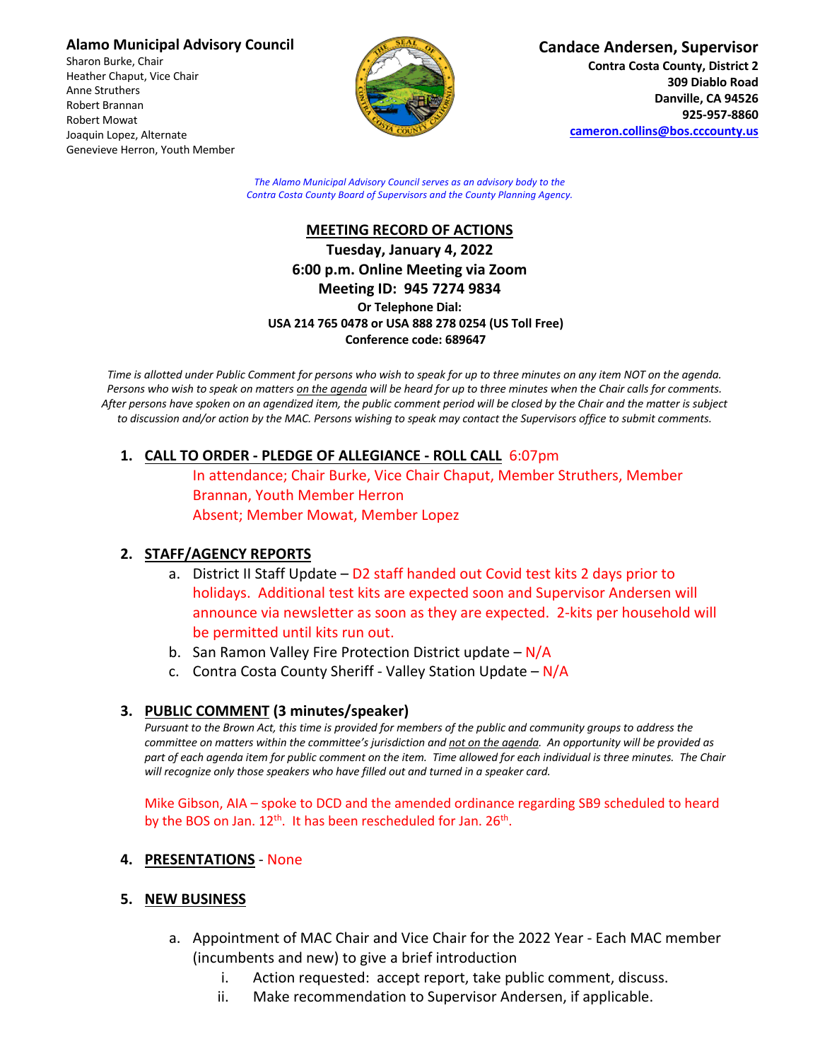**Alamo Municipal Advisory Council**
Sharon Burke, Chair
Heather Chaput, Vice Chair
Anne Struthers
Robert Brannan
Robert Mowat
Joaquin Lopez, Alternate
Genevieve Herron, Youth Member

**Candace Andersen, Supervisor**
**Contra Costa County, District 2**
**309 Diablo Road**
**Danville, CA 94526**
**925-957-8860**
**cameron.collins@bos.cccounty.us**

*The Alamo Municipal Advisory Council serves as an advisory body to the Contra Costa County Board of Supervisors and the County Planning Agency.*

**MEETING RECORD OF ACTIONS**
**Tuesday, January 4, 2022**
**6:00 p.m. Online Meeting via Zoom**
**Meeting ID: 945 7274 9834**
**Or Telephone Dial:**
**USA 214 765 0478 or USA 888 278 0254 (US Toll Free)**
**Conference code: 689647**

*Time is allotted under Public Comment for persons who wish to speak for up to three minutes on any item NOT on the agenda. Persons who wish to speak on matters on the agenda will be heard for up to three minutes when the Chair calls for comments. After persons have spoken on an agendized item, the public comment period will be closed by the Chair and the matter is subject to discussion and/or action by the MAC. Persons wishing to speak may contact the Supervisors office to submit comments.*

1. **CALL TO ORDER - PLEDGE OF ALLEGIANCE - ROLL CALL** 6:07pm
   In attendance; Chair Burke, Vice Chair Chaput, Member Struthers, Member Brannan, Youth Member Herron
   Absent; Member Mowat, Member Lopez

2. **STAFF/AGENCY REPORTS**
   a. District II Staff Update – D2 staff handed out Covid test kits 2 days prior to holidays. Additional test kits are expected soon and Supervisor Andersen will announce via newsletter as soon as they are expected. 2-kits per household will be permitted until kits run out.
   b. San Ramon Valley Fire Protection District update – N/A
   c. Contra Costa County Sheriff - Valley Station Update – N/A

3. **PUBLIC COMMENT** (3 minutes/speaker)
   *Pursuant to the Brown Act, this time is provided for members of the public and community groups to address the committee on matters within the committee's jurisdiction and not on the agenda. An opportunity will be provided as part of each agenda item for public comment on the item. Time allowed for each individual is three minutes. The Chair will recognize only those speakers who have filled out and turned in a speaker card.*

   Mike Gibson, AIA – spoke to DCD and the amended ordinance regarding SB9 scheduled to heard by the BOS on Jan. 12th. It has been rescheduled for Jan. 26th.

4. **PRESENTATIONS** - None

5. **NEW BUSINESS**
   a. Appointment of MAC Chair and Vice Chair for the 2022 Year - Each MAC member (incumbents and new) to give a brief introduction
      i. Action requested: accept report, take public comment, discuss.
      ii. Make recommendation to Supervisor Andersen, if applicable.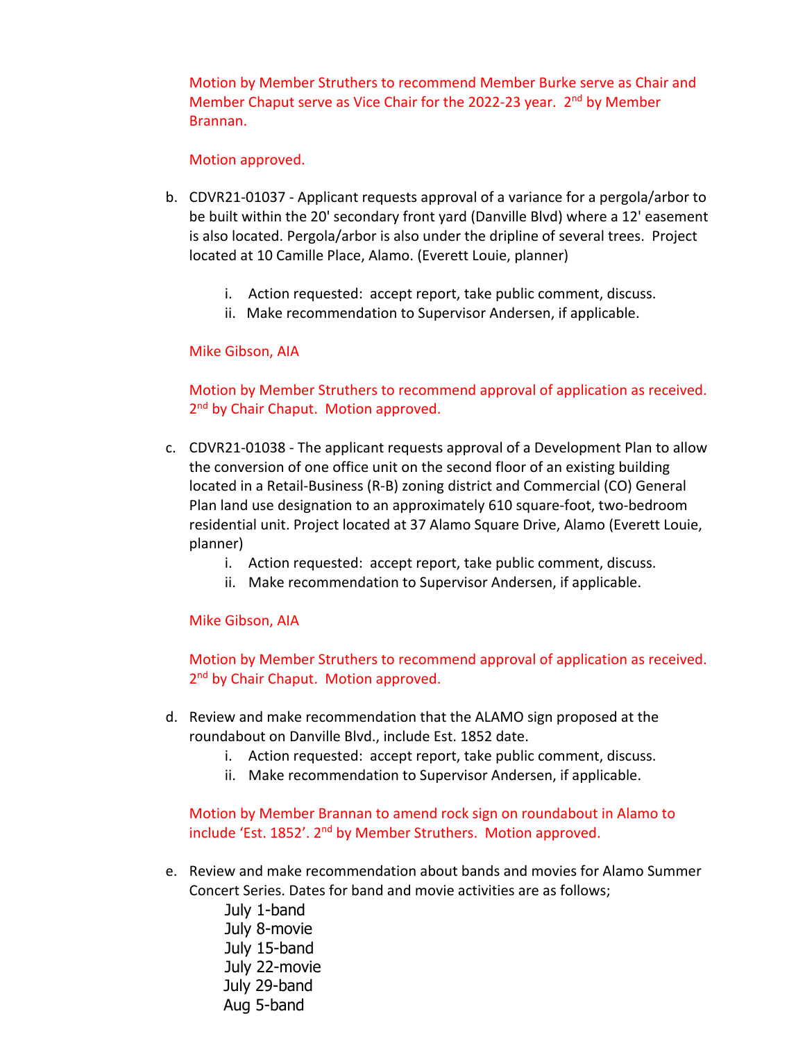Motion by Member Struthers to recommend Member Burke serve as Chair and Member Chaput serve as Vice Chair for the 2022-23 year. 2nd by Member Brannan.

Motion approved.

b. CDVR21-01037 - Applicant requests approval of a variance for a pergola/arbor to be built within the 20' secondary front yard (Danville Blvd) where a 12' easement is also located. Pergola/arbor is also under the dripline of several trees. Project located at 10 Camille Place, Alamo. (Everett Louie, planner)

   i. Action requested: accept report, take public comment, discuss.
   ii. Make recommendation to Supervisor Andersen, if applicable.

   Mike Gibson, AIA

   Motion by Member Struthers to recommend approval of application as received. 2nd by Chair Chaput. Motion approved.

c. CDVR21-01038 - The applicant requests approval of a Development Plan to allow the conversion of one office unit on the second floor of an existing building located in a Retail-Business (R-B) zoning district and Commercial (CO) General Plan land use designation to an approximately 610 square-foot, two-bedroom residential unit. Project located at 37 Alamo Square Drive, Alamo (Everett Louie, planner)

   i. Action requested: accept report, take public comment, discuss.
   ii. Make recommendation to Supervisor Andersen, if applicable.

   Mike Gibson, AIA

   Motion by Member Struthers to recommend approval of application as received. 2nd by Chair Chaput. Motion approved.

d. Review and make recommendation that the ALAMO sign proposed at the roundabout on Danville Blvd., include Est. 1852 date.

   i. Action requested: accept report, take public comment, discuss.
   ii. Make recommendation to Supervisor Andersen, if applicable.

   Motion by Member Brannan to amend rock sign on roundabout in Alamo to include 'Est. 1852'. 2nd by Member Struthers. Motion approved.

e. Review and make recommendation about bands and movies for Alamo Summer Concert Series. Dates for band and movie activities are as follows;

   July 1-band
   July 8-movie
   July 15-band
   July 22-movie
   July 29-band
   Aug 5-band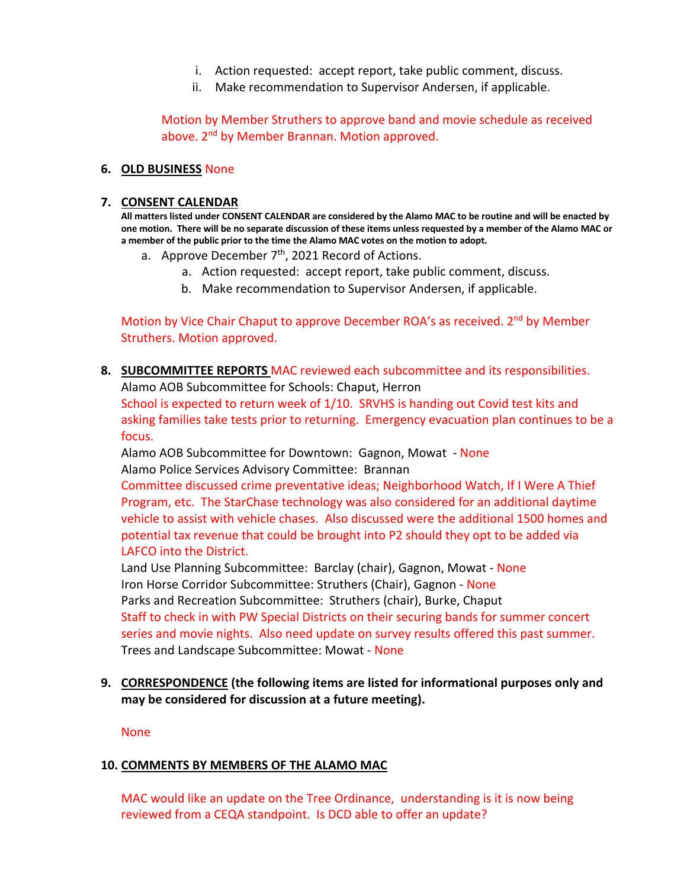i. Action requested: accept report, take public comment, discuss.
ii. Make recommendation to Supervisor Andersen, if applicable.

Motion by Member Struthers to approve band and movie schedule as received above. 2nd by Member Brannan. Motion approved.

**6. <u>OLD BUSINESS</u>** None

**7. <u>CONSENT CALENDAR</u>**

**All matters listed under CONSENT CALENDAR are considered by the Alamo MAC to be routine and will be enacted by one motion. There will be no separate discussion of these items unless requested by a member of the Alamo MAC or a member of the public prior to the time the Alamo MAC votes on the motion to adopt.**

a. Approve December 7th, 2021 Record of Actions.
   a. Action requested: accept report, take public comment, discuss.
   b. Make recommendation to Supervisor Andersen, if applicable.

Motion by Vice Chair Chaput to approve December ROA's as received. 2nd by Member Struthers. Motion approved.

**8. <u>SUBCOMMITTEE REPORTS</u>** MAC reviewed each subcommittee and its responsibilities.

Alamo AOB Subcommittee for Schools: Chaput, Herron

School is expected to return week of 1/10. SRVHS is handing out Covid test kits and asking families take tests prior to returning. Emergency evacuation plan continues to be a focus.

Alamo AOB Subcommittee for Downtown: Gagnon, Mowat - None

Alamo Police Services Advisory Committee: Brannan

Committee discussed crime preventative ideas; Neighborhood Watch, If I Were A Thief Program, etc. The StarChase technology was also considered for an additional daytime vehicle to assist with vehicle chases. Also discussed were the additional 1500 homes and potential tax revenue that could be brought into P2 should they opt to be added via LAFCO into the District.

Land Use Planning Subcommittee: Barclay (chair), Gagnon, Mowat - None

Iron Horse Corridor Subcommittee: Struthers (Chair), Gagnon - None

Parks and Recreation Subcommittee: Struthers (chair), Burke, Chaput

Staff to check in with PW Special Districts on their securing bands for summer concert series and movie nights. Also need update on survey results offered this past summer.

Trees and Landscape Subcommittee: Mowat - None

**9. <u>CORRESPONDENCE</u> (the following items are listed for informational purposes only and may be considered for discussion at a future meeting).**

None

**10. <u>COMMENTS BY MEMBERS OF THE ALAMO MAC</u>**

MAC would like an update on the Tree Ordinance, understanding is it is now being reviewed from a CEQA standpoint. Is DCD able to offer an update?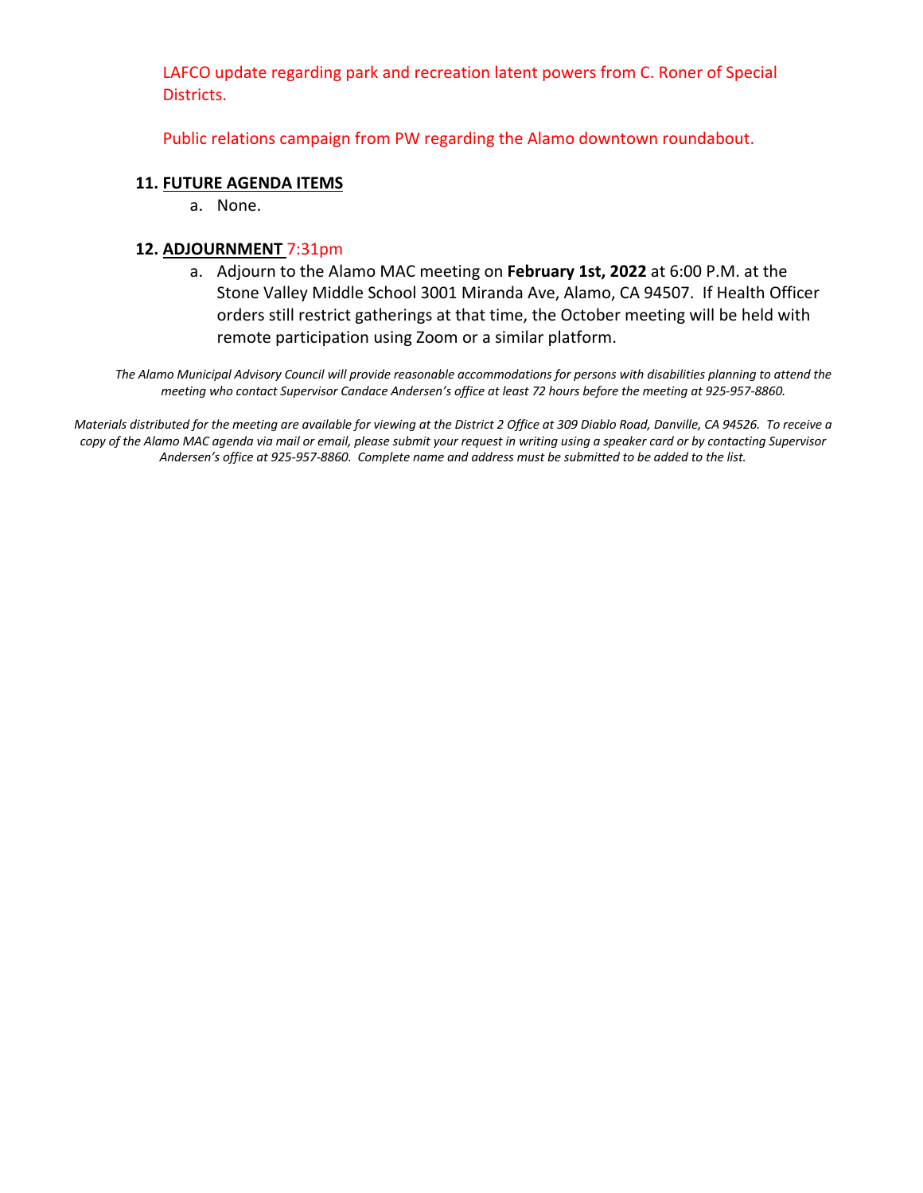LAFCO update regarding park and recreation latent powers from C. Roner of Special Districts.

Public relations campaign from PW regarding the Alamo downtown roundabout.

**11. FUTURE AGENDA ITEMS**

a. None.

**12. ADJOURNMENT** 7:31pm

a. Adjourn to the Alamo MAC meeting on **February 1st, 2022** at 6:00 P.M. at the Stone Valley Middle School 3001 Miranda Ave, Alamo, CA 94507. If Health Officer orders still restrict gatherings at that time, the October meeting will be held with remote participation using Zoom or a similar platform.

*The Alamo Municipal Advisory Council will provide reasonable accommodations for persons with disabilities planning to attend the meeting who contact Supervisor Candace Andersen's office at least 72 hours before the meeting at 925-957-8860.*

*Materials distributed for the meeting are available for viewing at the District 2 Office at 309 Diablo Road, Danville, CA 94526. To receive a copy of the Alamo MAC agenda via mail or email, please submit your request in writing using a speaker card or by contacting Supervisor Andersen's office at 925-957-8860. Complete name and address must be submitted to be added to the list.*